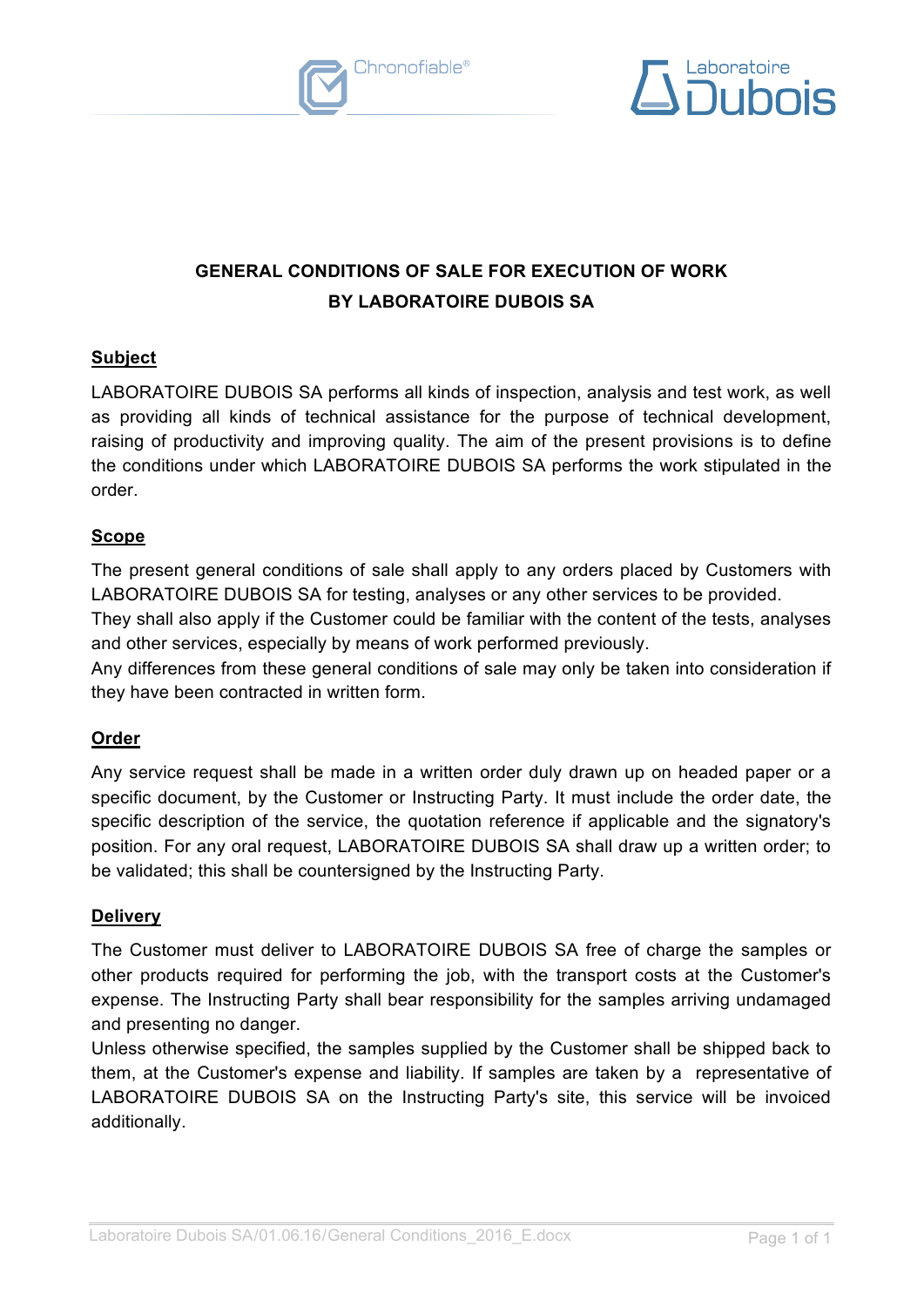# GENERAL CONDITIONS OF SALE FOR EXECUTION OF WORK BY LABORATOIRE DUBOIS SA

## Subject

LABORATOIRE DUBOIS SA performs all kinds of inspection, analysis and test work, as well as providing all kinds of technical assistance for the purpose of technical development, raising of productivity and improving quality. The aim of the present provisions is to define the conditions under which LABORATOIRE DUBOIS SA performs the work stipulated in the order.

## Scope

The present general conditions of sale shall apply to any orders placed by Customers with LABORATOIRE DUBOIS SA for testing, analyses or any other services to be provided.

They shall also apply if the Customer could be familiar with the content of the tests, analyses and other services, especially by means of work performed previously.

Any differences from these general conditions of sale may only be taken into consideration if they have been contracted in written form.

## Order

Any service request shall be made in a written order duly drawn up on headed paper or a specific document, by the Customer or Instructing Party. It must include the order date, the specific description of the service, the quotation reference if applicable and the signatory's position. For any oral request, LABORATOIRE DUBOIS SA shall draw up a written order; to be validated; this shall be countersigned by the Instructing Party.

## Delivery

The Customer must deliver to LABORATOIRE DUBOIS SA free of charge the samples or other products required for performing the job, with the transport costs at the Customer's expense. The Instructing Party shall bear responsibility for the samples arriving undamaged and presenting no danger.

Unless otherwise specified, the samples supplied by the Customer shall be shipped back to them, at the Customer's expense and liability. If samples are taken by a representative of LABORATOIRE DUBOIS SA on the Instructing Party's site, this service will be invoiced additionally.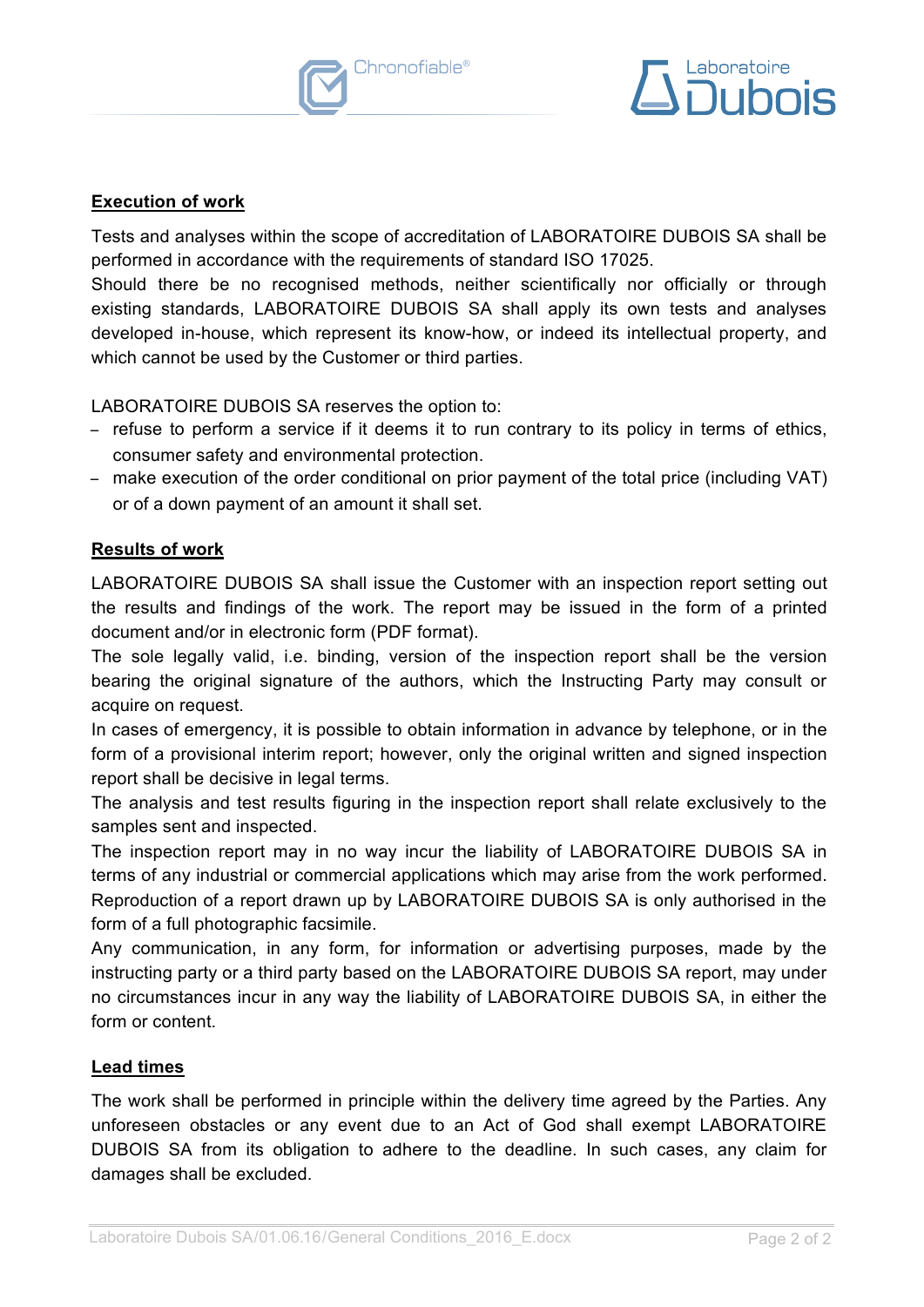## Execution of work

Tests and analyses within the scope of accreditation of LABORATOIRE DUBOIS SA shall be performed in accordance with the requirements of standard ISO 17025.
Should there be no recognised methods, neither scientifically nor officially or through existing standards, LABORATOIRE DUBOIS SA shall apply its own tests and analyses developed in-house, which represent its know-how, or indeed its intellectual property, and which cannot be used by the Customer or third parties.

LABORATOIRE DUBOIS SA reserves the option to:

- refuse to perform a service if it deems it to run contrary to its policy in terms of ethics, consumer safety and environmental protection.
- make execution of the order conditional on prior payment of the total price (including VAT) or of a down payment of an amount it shall set.

## Results of work

LABORATOIRE DUBOIS SA shall issue the Customer with an inspection report setting out the results and findings of the work. The report may be issued in the form of a printed document and/or in electronic form (PDF format).
The sole legally valid, i.e. binding, version of the inspection report shall be the version bearing the original signature of the authors, which the Instructing Party may consult or acquire on request.
In cases of emergency, it is possible to obtain information in advance by telephone, or in the form of a provisional interim report; however, only the original written and signed inspection report shall be decisive in legal terms.
The analysis and test results figuring in the inspection report shall relate exclusively to the samples sent and inspected.
The inspection report may in no way incur the liability of LABORATOIRE DUBOIS SA in terms of any industrial or commercial applications which may arise from the work performed.
Reproduction of a report drawn up by LABORATOIRE DUBOIS SA is only authorised in the form of a full photographic facsimile.
Any communication, in any form, for information or advertising purposes, made by the instructing party or a third party based on the LABORATOIRE DUBOIS SA report, may under no circumstances incur in any way the liability of LABORATOIRE DUBOIS SA, in either the form or content.

## Lead times

The work shall be performed in principle within the delivery time agreed by the Parties. Any unforeseen obstacles or any event due to an Act of God shall exempt LABORATOIRE DUBOIS SA from its obligation to adhere to the deadline. In such cases, any claim for damages shall be excluded.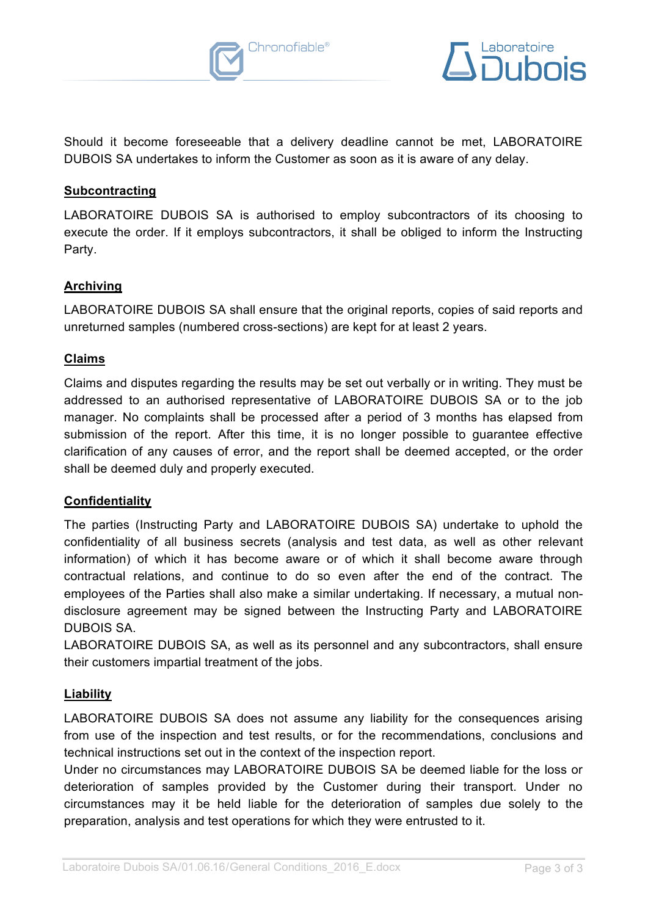Should it become foreseeable that a delivery deadline cannot be met, LABORATOIRE DUBOIS SA undertakes to inform the Customer as soon as it is aware of any delay.

## Subcontracting

LABORATOIRE DUBOIS SA is authorised to employ subcontractors of its choosing to execute the order. If it employs subcontractors, it shall be obliged to inform the Instructing Party.

## Archiving

LABORATOIRE DUBOIS SA shall ensure that the original reports, copies of said reports and unreturned samples (numbered cross-sections) are kept for at least 2 years.

## Claims

Claims and disputes regarding the results may be set out verbally or in writing. They must be addressed to an authorised representative of LABORATOIRE DUBOIS SA or to the job manager. No complaints shall be processed after a period of 3 months has elapsed from submission of the report. After this time, it is no longer possible to guarantee effective clarification of any causes of error, and the report shall be deemed accepted, or the order shall be deemed duly and properly executed.

## Confidentiality

The parties (Instructing Party and LABORATOIRE DUBOIS SA) undertake to uphold the confidentiality of all business secrets (analysis and test data, as well as other relevant information) of which it has become aware or of which it shall become aware through contractual relations, and continue to do so even after the end of the contract. The employees of the Parties shall also make a similar undertaking. If necessary, a mutual non-disclosure agreement may be signed between the Instructing Party and LABORATOIRE DUBOIS SA.
LABORATOIRE DUBOIS SA, as well as its personnel and any subcontractors, shall ensure their customers impartial treatment of the jobs.

## Liability

LABORATOIRE DUBOIS SA does not assume any liability for the consequences arising from use of the inspection and test results, or for the recommendations, conclusions and technical instructions set out in the context of the inspection report.
Under no circumstances may LABORATOIRE DUBOIS SA be deemed liable for the loss or deterioration of samples provided by the Customer during their transport. Under no circumstances may it be held liable for the deterioration of samples due solely to the preparation, analysis and test operations for which they were entrusted to it.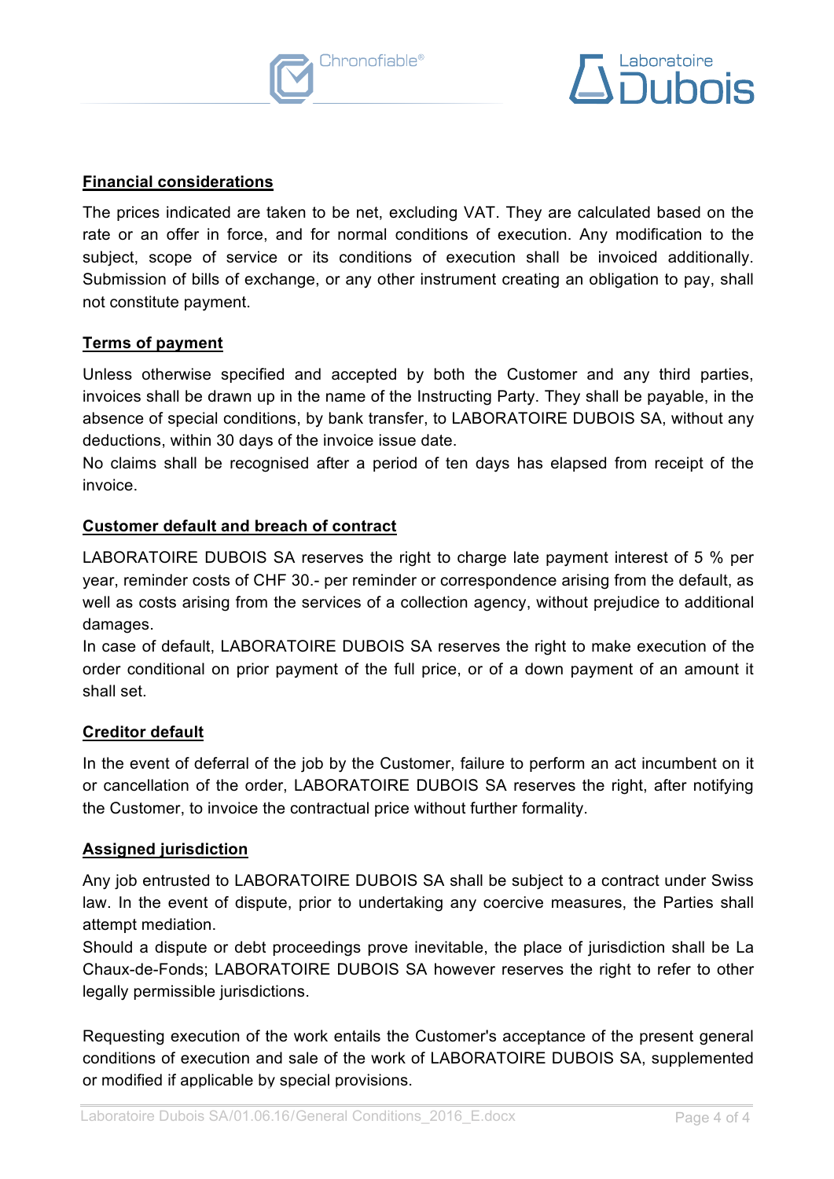## Financial considerations

The prices indicated are taken to be net, excluding VAT. They are calculated based on the rate or an offer in force, and for normal conditions of execution. Any modification to the subject, scope of service or its conditions of execution shall be invoiced additionally. Submission of bills of exchange, or any other instrument creating an obligation to pay, shall not constitute payment.

## Terms of payment

Unless otherwise specified and accepted by both the Customer and any third parties, invoices shall be drawn up in the name of the Instructing Party. They shall be payable, in the absence of special conditions, by bank transfer, to LABORATOIRE DUBOIS SA, without any deductions, within 30 days of the invoice issue date.

No claims shall be recognised after a period of ten days has elapsed from receipt of the invoice.

## Customer default and breach of contract

LABORATOIRE DUBOIS SA reserves the right to charge late payment interest of 5 % per year, reminder costs of CHF 30.- per reminder or correspondence arising from the default, as well as costs arising from the services of a collection agency, without prejudice to additional damages.

In case of default, LABORATOIRE DUBOIS SA reserves the right to make execution of the order conditional on prior payment of the full price, or of a down payment of an amount it shall set.

## Creditor default

In the event of deferral of the job by the Customer, failure to perform an act incumbent on it or cancellation of the order, LABORATOIRE DUBOIS SA reserves the right, after notifying the Customer, to invoice the contractual price without further formality.

## Assigned jurisdiction

Any job entrusted to LABORATOIRE DUBOIS SA shall be subject to a contract under Swiss law. In the event of dispute, prior to undertaking any coercive measures, the Parties shall attempt mediation.

Should a dispute or debt proceedings prove inevitable, the place of jurisdiction shall be La Chaux-de-Fonds; LABORATOIRE DUBOIS SA however reserves the right to refer to other legally permissible jurisdictions.

Requesting execution of the work entails the Customer's acceptance of the present general conditions of execution and sale of the work of LABORATOIRE DUBOIS SA, supplemented or modified if applicable by special provisions.